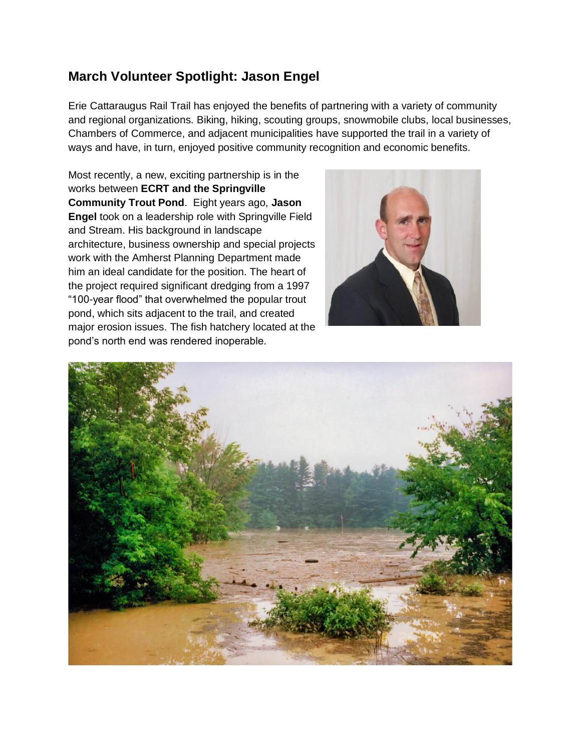## March Volunteer Spotlight: Jason Engel

Erie Cattaraugus Rail Trail has enjoyed the benefits of partnering with a variety of community and regional organizations. Biking, hiking, scouting groups, snowmobile clubs, local businesses, Chambers of Commerce, and adjacent municipalities have supported the trail in a variety of ways and have, in turn, enjoyed positive community recognition and economic benefits.

Most recently, a new, exciting partnership is in the works between **ECRT and the Springville Community Trout Pond**. Eight years ago, **Jason Engel** took on a leadership role with Springville Field and Stream. His background in landscape architecture, business ownership and special projects work with the Amherst Planning Department made him an ideal candidate for the position. The heart of the project required significant dredging from a 1997 "100-year flood" that overwhelmed the popular trout pond, which sits adjacent to the trail, and created major erosion issues. The fish hatchery located at the pond's north end was rendered inoperable.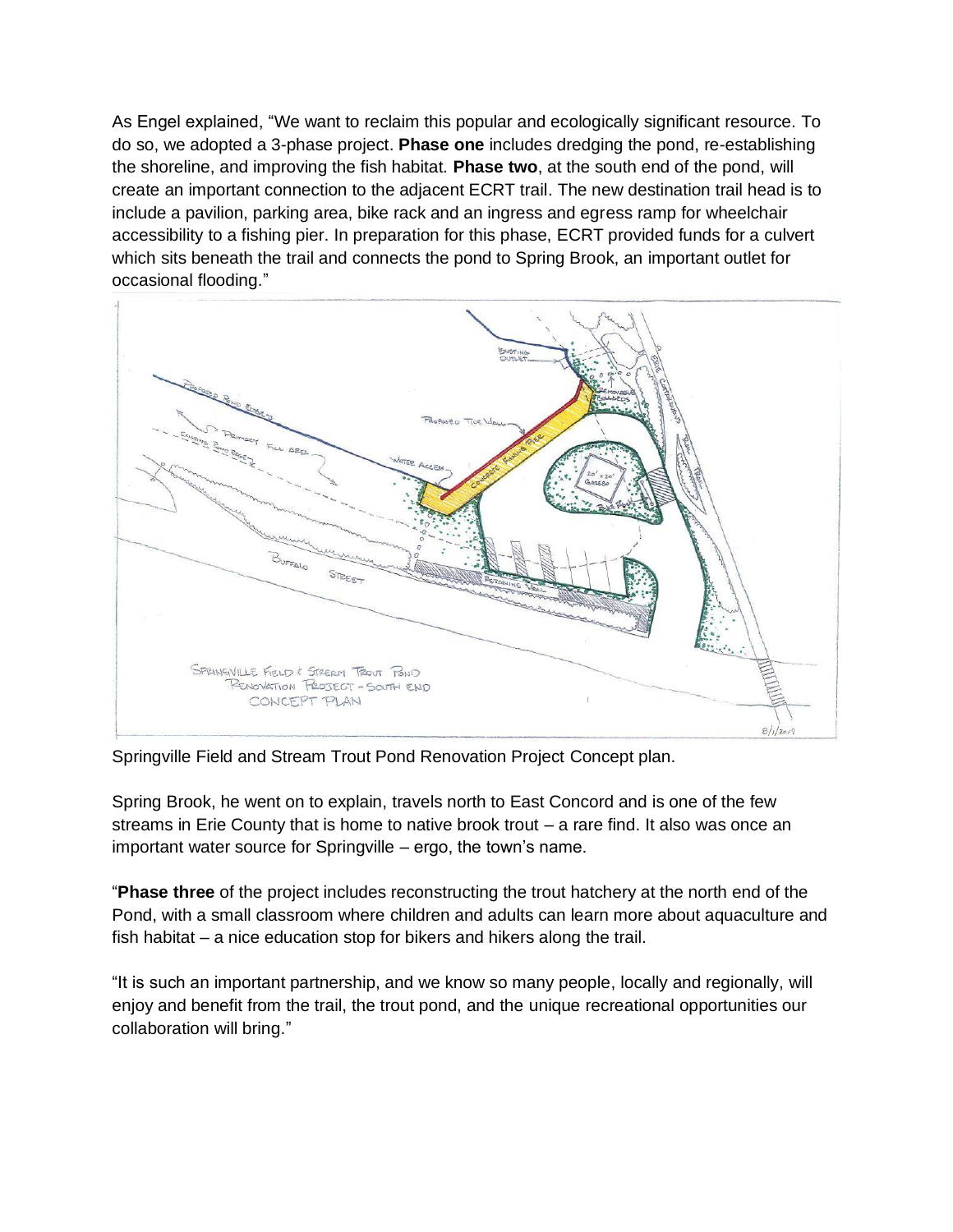As Engel explained, "We want to reclaim this popular and ecologically significant resource. To do so, we adopted a 3-phase project. **Phase one** includes dredging the pond, re-establishing the shoreline, and improving the fish habitat. **Phase two**, at the south end of the pond, will create an important connection to the adjacent ECRT trail. The new destination trail head is to include a pavilion, parking area, bike rack and an ingress and egress ramp for wheelchair accessibility to a fishing pier. In preparation for this phase, ECRT provided funds for a culvert which sits beneath the trail and connects the pond to Spring Brook, an important outlet for occasional flooding."

Springville Field and Stream Trout Pond Renovation Project Concept plan.

Spring Brook, he went on to explain, travels north to East Concord and is one of the few streams in Erie County that is home to native brook trout – a rare find. It also was once an important water source for Springville – ergo, the town's name.

"**Phase three** of the project includes reconstructing the trout hatchery at the north end of the Pond, with a small classroom where children and adults can learn more about aquaculture and fish habitat – a nice education stop for bikers and hikers along the trail.

"It is such an important partnership, and we know so many people, locally and regionally, will enjoy and benefit from the trail, the trout pond, and the unique recreational opportunities our collaboration will bring."